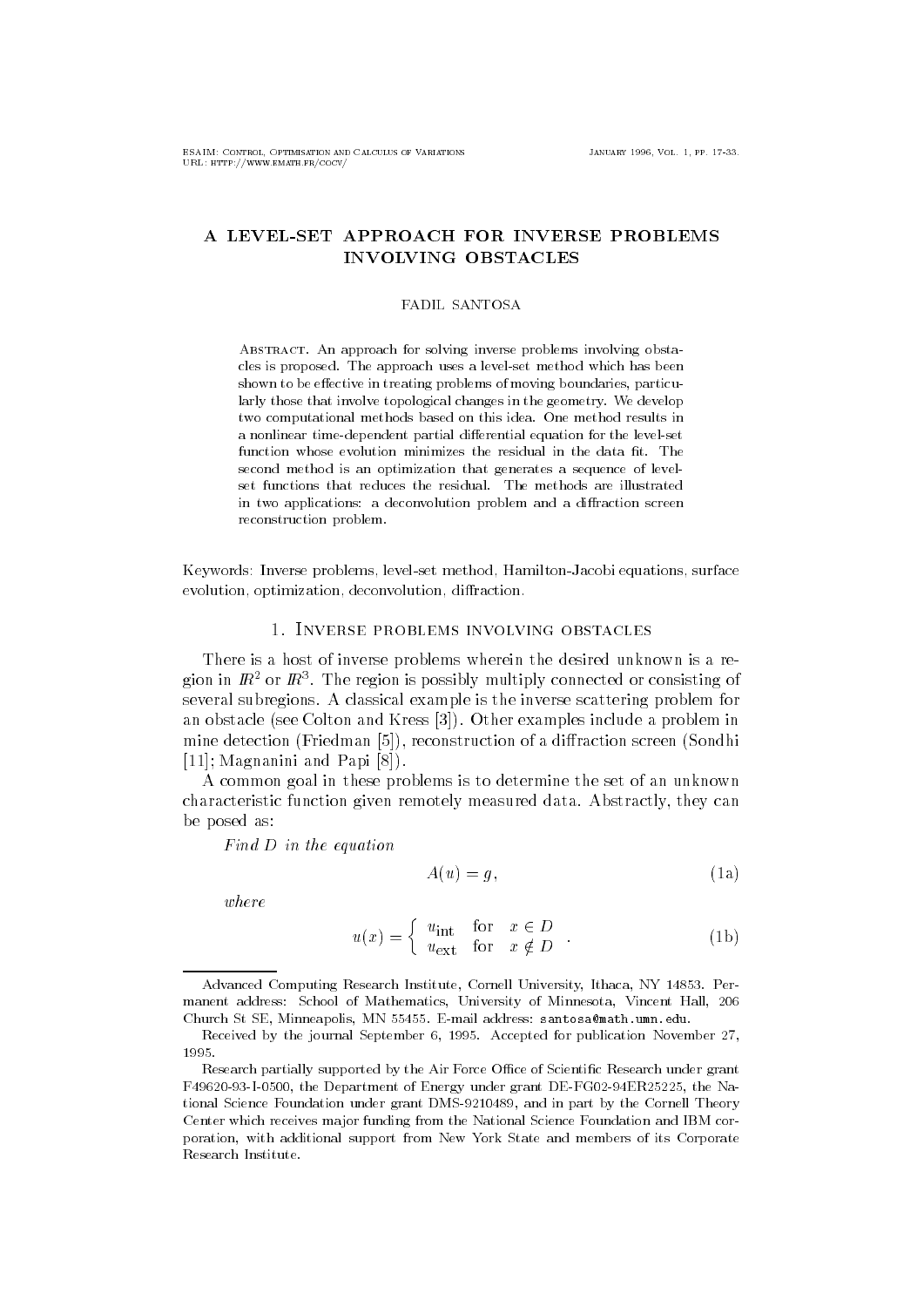# A LEVEL-SET APPROACH FOR INVERSE PROBLEMS INVOLVING OBSTACLES

FADIL SANTOSA

Abstract. An approach for solving inverse problems involving obstacles is proposed. The approach uses a level-set method which has been shown to be effective in treating problems of moving boundaries, particularly those that involve topological changes in the geometry. We develop two computational methods based on this idea. One method results in a nonlinear time-dependent partial differential equation for the level-set function whose evolution minimizes the residual in the data fit. The second method is an optimization that generates a sequence of level-set functions that reduces the residual. The methods are illustrated in two applications: a deconvolution problem and a diffraction screen reconstruction problem.

Keywords: Inverse problems, level-set method, Hamilton-Jacobi equations, surface evolution, optimization, deconvolution, diffraction.

## 1. Inverse problems involving obstacles

There is a host of inverse problems wherein the desired unknown is a region in $I\!R^2$ or $I\!R^3$. The region is possibly multiply connected or consisting of several subregions. A classical example is the inverse scattering problem for an obstacle (see Colton and Kress [3]). Other examples include a problem in mine detection (Friedman [5]), reconstruction of a diffraction screen (Sondhi [11]; Magnanini and Papi [8]).

A common goal in these problems is to determine the set of an unknown characteristic function given remotely measured data. Abstractly, they can be posed as:

*Find $D$ in the equation*

$$A(u) = g, \tag{1a}$$

*where*

$$u(x) = \begin{cases} u_{\text{int}} & \text{for} \quad x \in D \\ u_{\text{ext}} & \text{for} \quad x \notin D \end{cases} . \tag{1b}$$

---

Advanced Computing Research Institute, Cornell University, Ithaca, NY 14853. Permanent address: School of Mathematics, University of Minnesota, Vincent Hall, 206 Church St SE, Minneapolis, MN 55455. E-mail address: santosa@math.umn.edu.

Received by the journal September 6, 1995. Accepted for publication November 27, 1995.

Research partially supported by the Air Force Office of Scientific Research under grant F49620-93-I-0500, the Department of Energy under grant DE-FG02-94ER25225, the National Science Foundation under grant DMS-9210489, and in part by the Cornell Theory Center which receives major funding from the National Science Foundation and IBM corporation, with additional support from New York State and members of its Corporate Research Institute.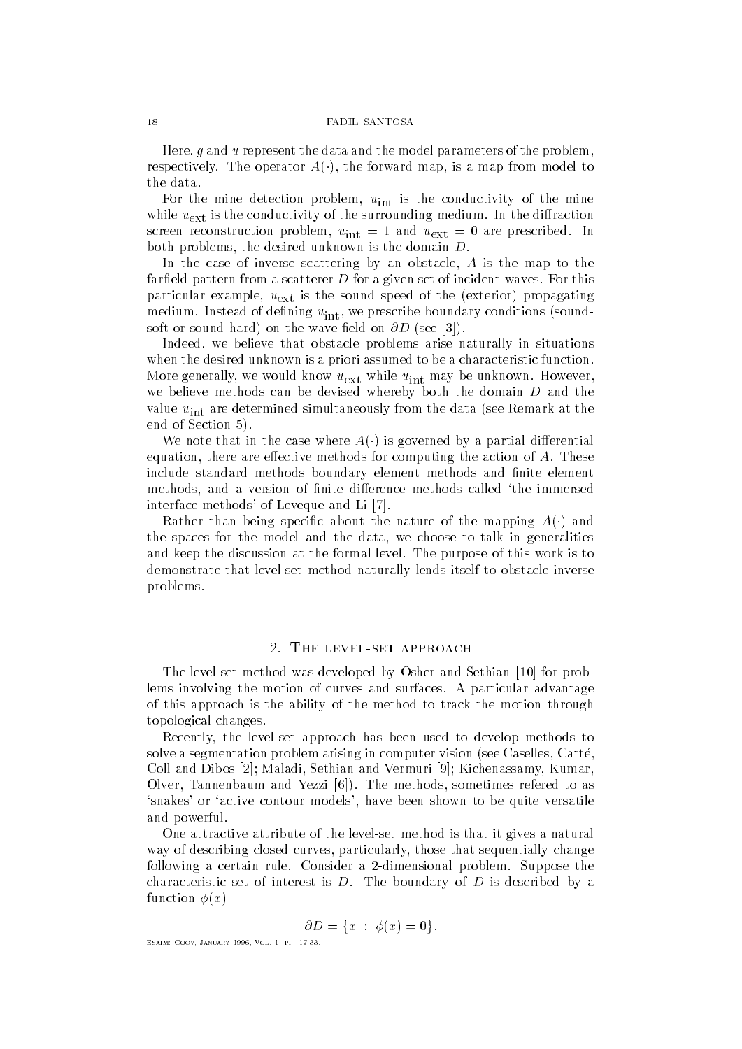Here, $g$ and $u$ represent the data and the model parameters of the problem, respectively. The operator $A(\cdot)$, the forward map, is a map from model to the data.

For the mine detection problem, $u_{\text{int}}$ is the conductivity of the mine while $u_{\text{ext}}$ is the conductivity of the surrounding medium. In the diffraction screen reconstruction problem, $u_{\text{int}} = 1$ and $u_{\text{ext}} = 0$ are prescribed. In both problems, the desired unknown is the domain $D$.

In the case of inverse scattering by an obstacle, $A$ is the map to the farfield pattern from a scatterer $D$ for a given set of incident waves. For this particular example, $u_{\text{ext}}$ is the sound speed of the (exterior) propagating medium. Instead of defining $u_{\text{int}}$, we prescribe boundary conditions (sound-soft or sound-hard) on the wave field on $\partial D$ (see [3]).

Indeed, we believe that obstacle problems arise naturally in situations when the desired unknown is a priori assumed to be a characteristic function. More generally, we would know $u_{\text{ext}}$ while $u_{\text{int}}$ may be unknown. However, we believe methods can be devised whereby both the domain $D$ and the value $u_{\text{int}}$ are determined simultaneously from the data (see Remark at the end of Section 5).

We note that in the case where $A(\cdot)$ is governed by a partial differential equation, there are effective methods for computing the action of $A$. These include standard methods boundary element methods and finite element methods, and a version of finite difference methods called 'the immersed interface methods' of Leveque and Li [7].

Rather than being specific about the nature of the mapping $A(\cdot)$ and the spaces for the model and the data, we choose to talk in generalities and keep the discussion at the formal level. The purpose of this work is to demonstrate that level-set method naturally lends itself to obstacle inverse problems.

## 2. The level-set approach

The level-set method was developed by Osher and Sethian [10] for problems involving the motion of curves and surfaces. A particular advantage of this approach is the ability of the method to track the motion through topological changes.

Recently, the level-set approach has been used to develop methods to solve a segmentation problem arising in computer vision (see Caselles, Catté, Coll and Dibos [2]; Maladi, Sethian and Vermuri [9]; Kichenassamy, Kumar, Olver, Tannenbaum and Yezzi [6]). The methods, sometimes refered to as 'snakes' or 'active contour models', have been shown to be quite versatile and powerful.

One attractive attribute of the level-set method is that it gives a natural way of describing closed curves, particularly, those that sequentially change following a certain rule. Consider a 2-dimensional problem. Suppose the characteristic set of interest is $D$. The boundary of $D$ is described by a function $\phi(x)$

$$\partial D = \{x \; : \; \phi(x) = 0\}.$$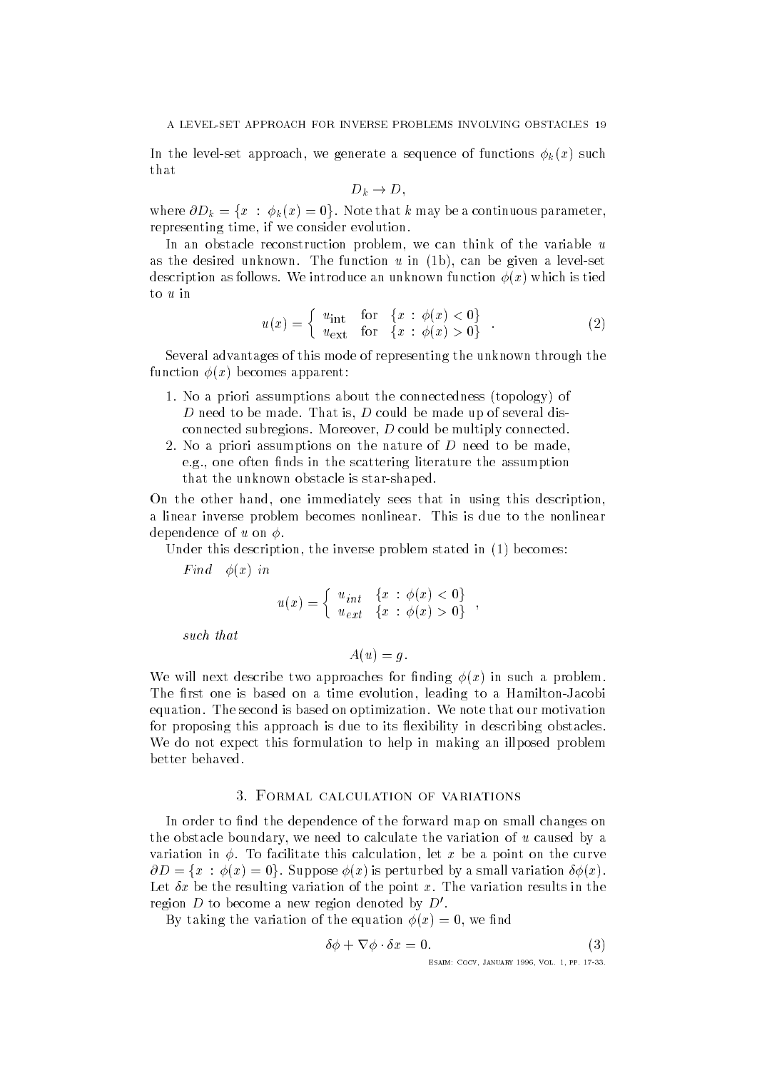In the level-set approach, we generate a sequence of functions $\phi_k(x)$ such that

$$D_k \to D,$$

where $\partial D_k = \{x \,:\, \phi_k(x) = 0\}$. Note that $k$ may be a continuous parameter, representing time, if we consider evolution.

In an obstacle reconstruction problem, we can think of the variable $u$ as the desired unknown. The function $u$ in (1b), can be given a level-set description as follows. We introduce an unknown function $\phi(x)$ which is tied to $u$ in

$$u(x) = \begin{cases} u_{\text{int}} & \text{for} \quad \{x \,:\, \phi(x) < 0\} \\ u_{\text{ext}} & \text{for} \quad \{x \,:\, \phi(x) > 0\} \end{cases}. \tag{2}$$

Several advantages of this mode of representing the unknown through the function $\phi(x)$ becomes apparent:

1. No a priori assumptions about the connectedness (topology) of $D$ need to be made. That is, $D$ could be made up of several disconnected subregions. Moreover, $D$ could be multiply connected.
2. No a priori assumptions on the nature of $D$ need to be made, e.g., one often finds in the scattering literature the assumption that the unknown obstacle is star-shaped.

On the other hand, one immediately sees that in using this description, a linear inverse problem becomes nonlinear. This is due to the nonlinear dependence of $u$ on $\phi$.

Under this description, the inverse problem stated in (1) becomes:

*Find* $\phi(x)$ *in*

$$u(x) = \begin{cases} u_{int} & \{x \,:\, \phi(x) < 0\} \\ u_{ext} & \{x \,:\, \phi(x) > 0\} \end{cases},$$

*such that*

$$A(u) = g.$$

We will next describe two approaches for finding $\phi(x)$ in such a problem. The first one is based on a time evolution, leading to a Hamilton-Jacobi equation. The second is based on optimization. We note that our motivation for proposing this approach is due to its flexibility in describing obstacles. We do not expect this formulation to help in making an illposed problem better behaved.

## 3. Formal calculation of variations

In order to find the dependence of the forward map on small changes on the obstacle boundary, we need to calculate the variation of $u$ caused by a variation in $\phi$. To facilitate this calculation, let $x$ be a point on the curve $\partial D = \{x \,:\, \phi(x) = 0\}$. Suppose $\phi(x)$ is perturbed by a small variation $\delta\phi(x)$. Let $\delta x$ be the resulting variation of the point $x$. The variation results in the region $D$ to become a new region denoted by $D'$.

By taking the variation of the equation $\phi(x) = 0$, we find

$$\delta\phi + \nabla\phi \cdot \delta x = 0. \tag{3}$$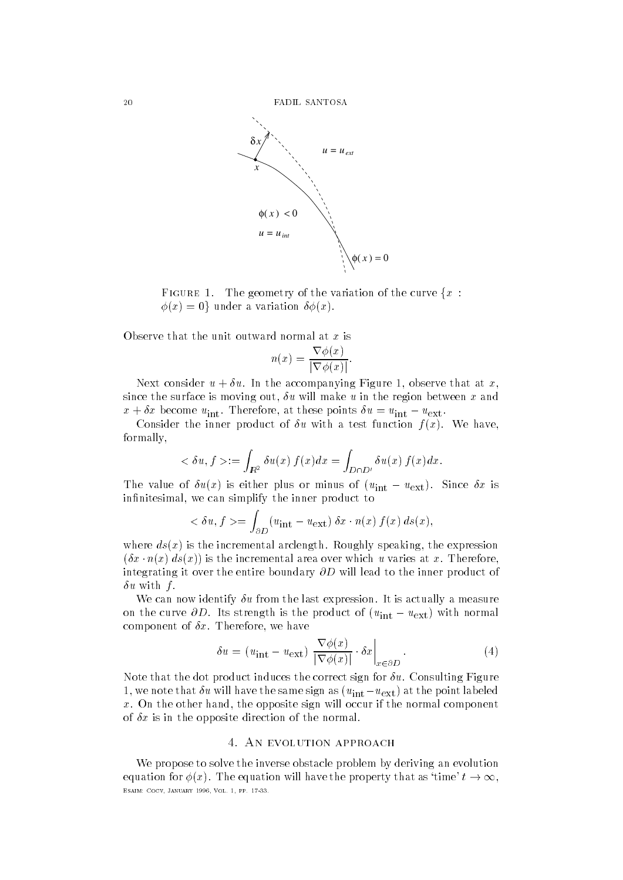FIGURE 1. The geometry of the variation of the curve $\{x : \phi(x) = 0\}$ under a variation $\delta\phi(x)$.

Observe that the unit outward normal at $x$ is

$$n(x) = \frac{\nabla\phi(x)}{|\nabla\phi(x)|}.$$

Next consider $u + \delta u$. In the accompanying Figure 1, observe that at $x$, since the surface is moving out, $\delta u$ will make $u$ in the region between $x$ and $x + \delta x$ become $u_{\text{int}}$. Therefore, at these points $\delta u = u_{\text{int}} - u_{\text{ext}}$.

Consider the inner product of $\delta u$ with a test function $f(x)$. We have, formally,

$$< \delta u, f > := \int_{\mathbb{R}^2} \delta u(x)\, f(x) dx = \int_{D \cap D'} \delta u(x)\, f(x) dx.$$

The value of $\delta u(x)$ is either plus or minus of $(u_{\text{int}} - u_{\text{ext}})$. Since $\delta x$ is infinitesimal, we can simplify the inner product to

$$< \delta u, f > = \int_{\partial D} (u_{\text{int}} - u_{\text{ext}})\, \delta x \cdot n(x)\, f(x)\, ds(x),$$

where $ds(x)$ is the incremental arclength. Roughly speaking, the expression $(\delta x \cdot n(x)\, ds(x))$ is the incremental area over which $u$ varies at $x$. Therefore, integrating it over the entire boundary $\partial D$ will lead to the inner product of $\delta u$ with $f$.

We can now identify $\delta u$ from the last expression. It is actually a measure on the curve $\partial D$. Its strength is the product of $(u_{\text{int}} - u_{\text{ext}})$ with normal component of $\delta x$. Therefore, we have

$$\delta u = (u_{\text{int}} - u_{\text{ext}})\, \frac{\nabla\phi(x)}{|\nabla\phi(x)|} \cdot \delta x \bigg|_{x \in \partial D}. \tag{4}$$

Note that the dot product induces the correct sign for $\delta u$. Consulting Figure 1, we note that $\delta u$ will have the same sign as $(u_{\text{int}} - u_{\text{ext}})$ at the point labeled $x$. On the other hand, the opposite sign will occur if the normal component of $\delta x$ is in the opposite direction of the normal.

## 4. An evolution approach

We propose to solve the inverse obstacle problem by deriving an evolution equation for $\phi(x)$. The equation will have the property that as 'time' $t \to \infty$,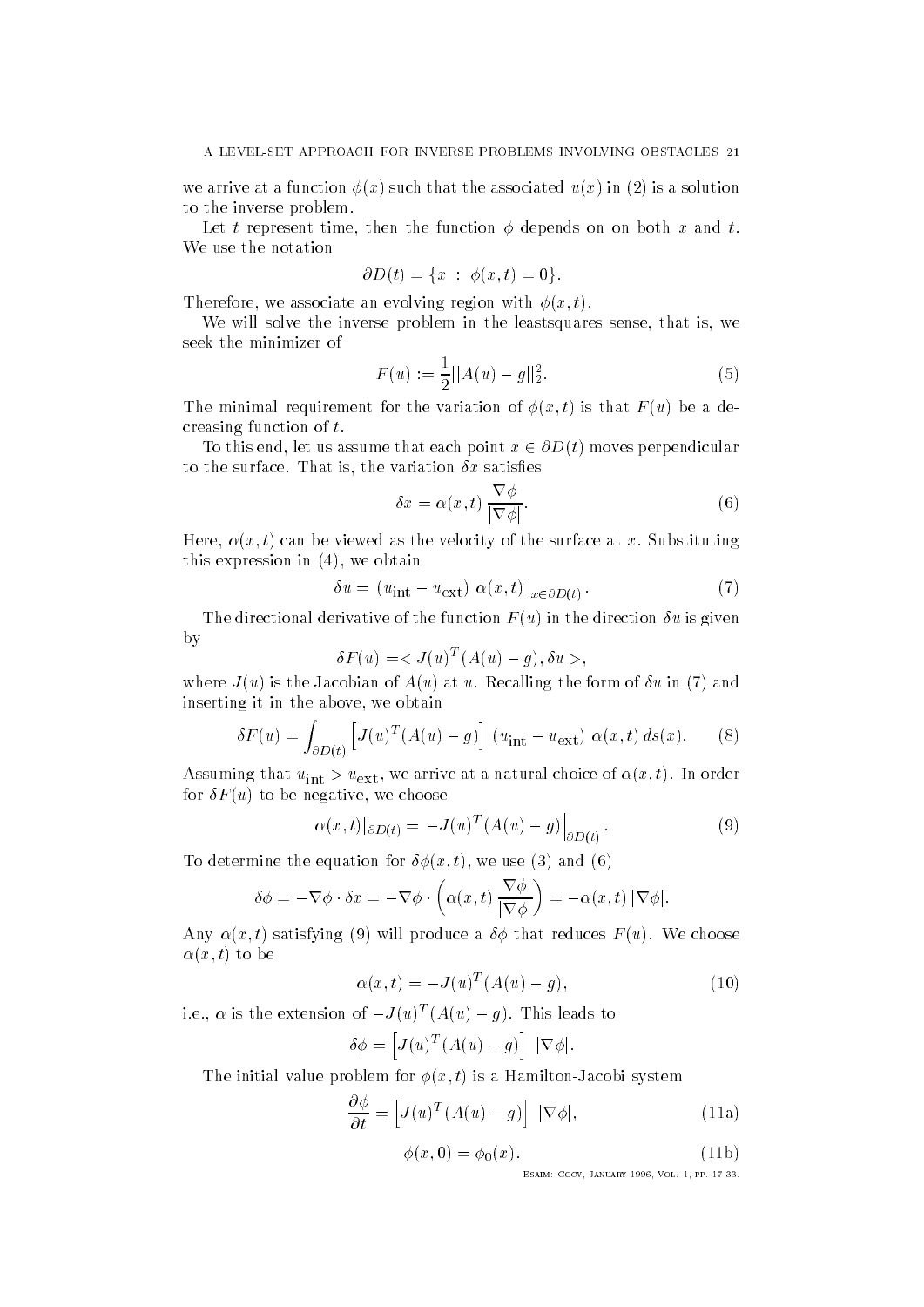we arrive at a function $\phi(x)$ such that the associated $u(x)$ in (2) is a solution to the inverse problem.

Let $t$ represent time, then the function $\phi$ depends on on both $x$ and $t$. We use the notation

$$\partial D(t) = \{x \ : \ \phi(x,t) = 0\}.$$

Therefore, we associate an evolving region with $\phi(x,t)$.

We will solve the inverse problem in the leastsquares sense, that is, we seek the minimizer of

$$F(u) := \frac{1}{2}||A(u) - g||_2^2. \tag{5}$$

The minimal requirement for the variation of $\phi(x,t)$ is that $F(u)$ be a decreasing function of $t$.

To this end, let us assume that each point $x \in \partial D(t)$ moves perpendicular to the surface. That is, the variation $\delta x$ satisfies

$$\delta x = \alpha(x,t)\,\frac{\nabla\phi}{|\nabla\phi|}. \tag{6}$$

Here, $\alpha(x,t)$ can be viewed as the velocity of the surface at $x$. Substituting this expression in (4), we obtain

$$\delta u = \left(u_{\text{int}} - u_{\text{ext}}\right)\,\alpha(x,t)\left.\right|_{x\in\partial D(t)}. \tag{7}$$

The directional derivative of the function $F(u)$ in the direction $\delta u$ is given by

$$\delta F(u) = < J(u)^T(A(u) - g), \delta u >,$$

where $J(u)$ is the Jacobian of $A(u)$ at $u$. Recalling the form of $\delta u$ in (7) and inserting it in the above, we obtain

$$\delta F(u) = \int_{\partial D(t)} \left[J(u)^T(A(u)-g)\right]\,\left(u_{\text{int}} - u_{\text{ext}}\right)\,\alpha(x,t)\,ds(x). \tag{8}$$

Assuming that $u_{\text{int}} > u_{\text{ext}}$, we arrive at a natural choice of $\alpha(x,t)$. In order for $\delta F(u)$ to be negative, we choose

$$\alpha(x,t)|_{\partial D(t)} = -J(u)^T(A(u)-g)\Big|_{\partial D(t)}. \tag{9}$$

To determine the equation for $\delta\phi(x,t)$, we use (3) and (6)

$$\delta\phi = -\nabla\phi\cdot\delta x = -\nabla\phi\cdot\left(\alpha(x,t)\,\frac{\nabla\phi}{|\nabla\phi|}\right) = -\alpha(x,t)\,|\nabla\phi|.$$

Any $\alpha(x,t)$ satisfying (9) will produce a $\delta\phi$ that reduces $F(u)$. We choose $\alpha(x,t)$ to be

$$\alpha(x,t) = -J(u)^T(A(u)-g), \tag{10}$$

i.e., $\alpha$ is the extension of $-J(u)^T(A(u)-g)$. This leads to

$$\delta\phi = \left[J(u)^T(A(u)-g)\right]\;|\nabla\phi|.$$

The initial value problem for $\phi(x,t)$ is a Hamilton-Jacobi system

$$\frac{\partial\phi}{\partial t} = \left[J(u)^T(A(u)-g)\right]\;|\nabla\phi|, \tag{11a}$$

$$\phi(x,0) = \phi_0(x). \tag{11b}$$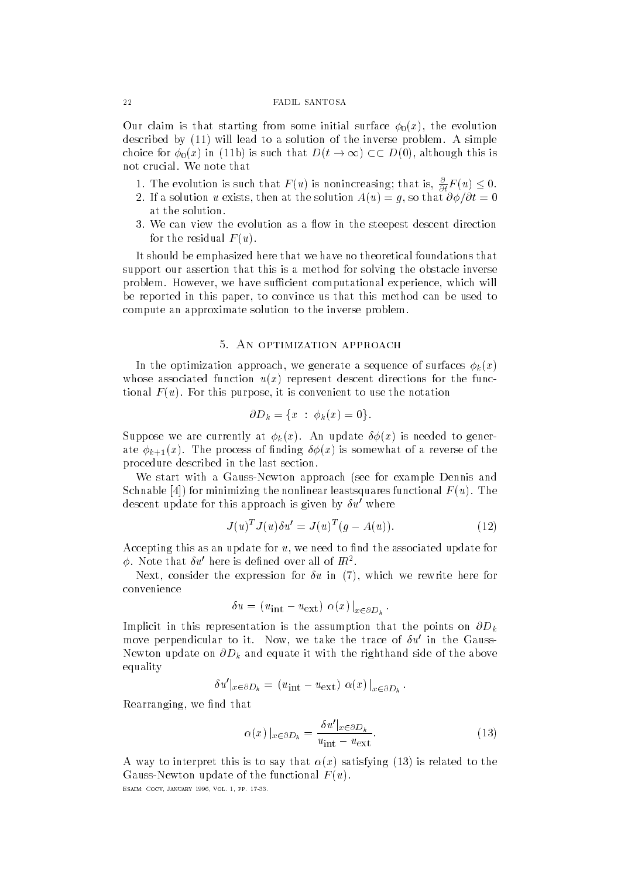Our claim is that starting from some initial surface $\phi_0(x)$, the evolution described by (11) will lead to a solution of the inverse problem. A simple choice for $\phi_0(x)$ in (11b) is such that $D(t \to \infty) \subset\subset D(0)$, although this is not crucial. We note that

1. The evolution is such that $F(u)$ is nonincreasing; that is, $\frac{\partial}{\partial t} F(u) \leq 0$.
2. If a solution $u$ exists, then at the solution $A(u) = g$, so that $\partial \phi / \partial t = 0$ at the solution.
3. We can view the evolution as a flow in the steepest descent direction for the residual $F(u)$.

It should be emphasized here that we have no theoretical foundations that support our assertion that this is a method for solving the obstacle inverse problem. However, we have sufficient computational experience, which will be reported in this paper, to convince us that this method can be used to compute an approximate solution to the inverse problem.

## 5. An optimization approach

In the optimization approach, we generate a sequence of surfaces $\phi_k(x)$ whose associated function $u(x)$ represent descent directions for the functional $F(u)$. For this purpose, it is convenient to use the notation

$$\partial D_k = \{x \ : \ \phi_k(x) = 0\}.$$

Suppose we are currently at $\phi_k(x)$. An update $\delta\phi(x)$ is needed to generate $\phi_{k+1}(x)$. The process of finding $\delta\phi(x)$ is somewhat of a reverse of the procedure described in the last section.

We start with a Gauss-Newton approach (see for example Dennis and Schnable [4]) for minimizing the nonlinear leastsquares functional $F(u)$. The descent update for this approach is given by $\delta u'$ where

$$J(u)^T J(u) \delta u' = J(u)^T (g - A(u)). \tag{12}$$

Accepting this as an update for $u$, we need to find the associated update for $\phi$. Note that $\delta u'$ here is defined over all of $\mathbb{R}^2$.

Next, consider the expression for $\delta u$ in (7), which we rewrite here for convenience

$$\delta u = (u_{\text{int}} - u_{\text{ext}}) \ \alpha(x) \left.\right|_{x \in \partial D_k}.$$

Implicit in this representation is the assumption that the points on $\partial D_k$ move perpendicular to it. Now, we take the trace of $\delta u'$ in the Gauss-Newton update on $\partial D_k$ and equate it with the righthand side of the above equality

$$\delta u'|_{x \in \partial D_k} = (u_{\text{int}} - u_{\text{ext}}) \ \alpha(x) \left.\right|_{x \in \partial D_k}.$$

Rearranging, we find that

$$\alpha(x) \left.\right|_{x \in \partial D_k} = \frac{\delta u'|_{x \in \partial D_k}}{u_{\text{int}} - u_{\text{ext}}}. \tag{13}$$

A way to interpret this is to say that $\alpha(x)$ satisfying (13) is related to the Gauss-Newton update of the functional $F(u)$.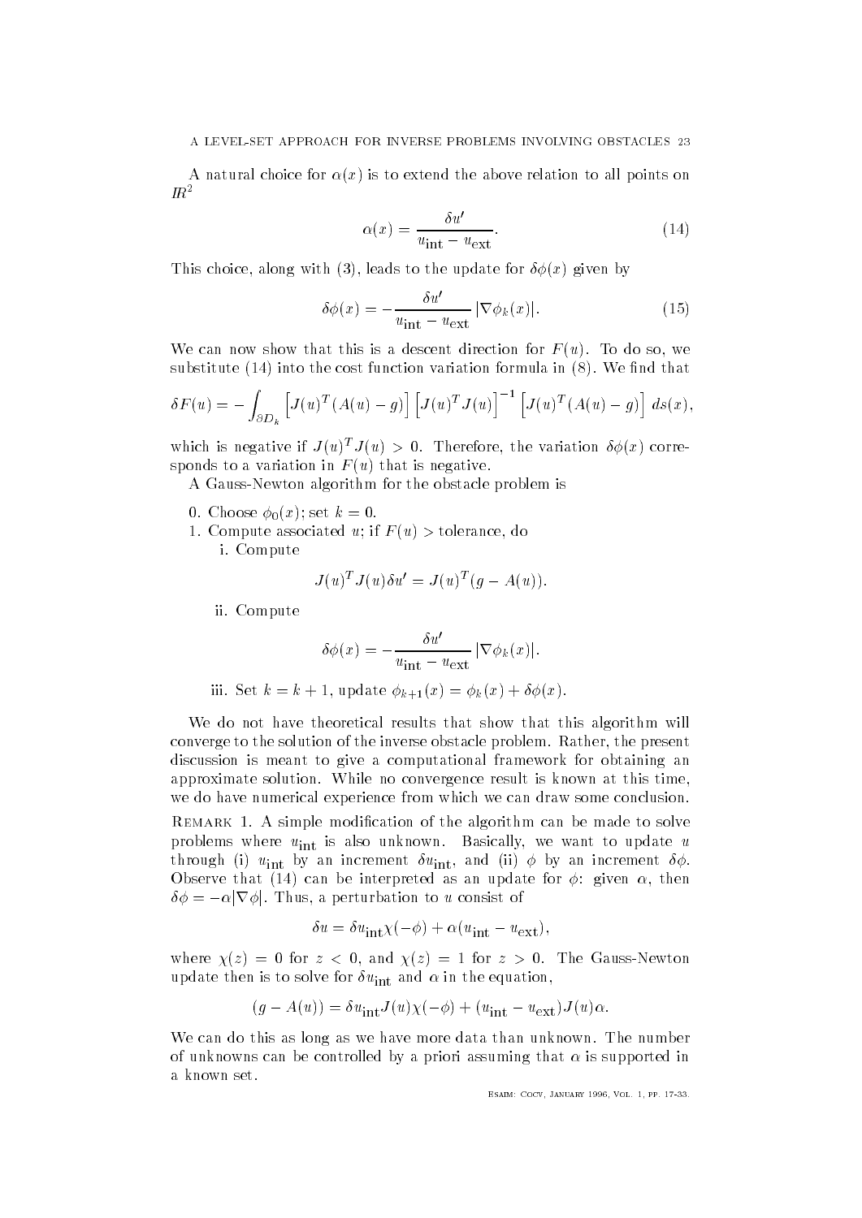A natural choice for $\alpha(x)$ is to extend the above relation to all points on $I\!R^2$

$$\alpha(x) = \frac{\delta u'}{u_{\text{int}} - u_{\text{ext}}}. \tag{14}$$

This choice, along with (3), leads to the update for $\delta\phi(x)$ given by

$$\delta\phi(x) = -\frac{\delta u'}{u_{\text{int}} - u_{\text{ext}}} \, |\nabla \phi_k(x)|. \tag{15}$$

We can now show that this is a descent direction for $F(u)$. To do so, we substitute (14) into the cost function variation formula in (8). We find that

$$\delta F(u) = -\int_{\partial D_k} \left[J(u)^T(A(u)-g)\right]\left[J(u)^T J(u)\right]^{-1}\left[J(u)^T(A(u)-g)\right]\, ds(x),$$

which is negative if $J(u)^T J(u) > 0$. Therefore, the variation $\delta\phi(x)$ corresponds to a variation in $F(u)$ that is negative.

A Gauss-Newton algorithm for the obstacle problem is

0. Choose $\phi_0(x)$; set $k = 0$.
1. Compute associated $u$; if $F(u) >$ tolerance, do
   - i. Compute

$$J(u)^T J(u)\delta u' = J(u)^T(g - A(u)).$$

   - ii. Compute

$$\delta\phi(x) = -\frac{\delta u'}{u_{\text{int}} - u_{\text{ext}}} \, |\nabla \phi_k(x)|.$$

   - iii. Set $k = k+1$, update $\phi_{k+1}(x) = \phi_k(x) + \delta\phi(x)$.

We do not have theoretical results that show that this algorithm will converge to the solution of the inverse obstacle problem. Rather, the present discussion is meant to give a computational framework for obtaining an approximate solution. While no convergence result is known at this time, we do have numerical experience from which we can draw some conclusion.

Remark 1. A simple modification of the algorithm can be made to solve problems where $u_{\text{int}}$ is also unknown. Basically, we want to update $u$ through (i) $u_{\text{int}}$ by an increment $\delta u_{\text{int}}$, and (ii) $\phi$ by an increment $\delta\phi$. Observe that (14) can be interpreted as an update for $\phi$: given $\alpha$, then $\delta\phi = -\alpha|\nabla\phi|$. Thus, a perturbation to $u$ consist of

$$\delta u = \delta u_{\text{int}}\chi(-\phi) + \alpha(u_{\text{int}} - u_{\text{ext}}),$$

where $\chi(z) = 0$ for $z < 0$, and $\chi(z) = 1$ for $z > 0$. The Gauss-Newton update then is to solve for $\delta u_{\text{int}}$ and $\alpha$ in the equation,

$$(g - A(u)) = \delta u_{\text{int}} J(u)\chi(-\phi) + (u_{\text{int}} - u_{\text{ext}})J(u)\alpha.$$

We can do this as long as we have more data than unknown. The number of unknowns can be controlled by a priori assuming that $\alpha$ is supported in a known set.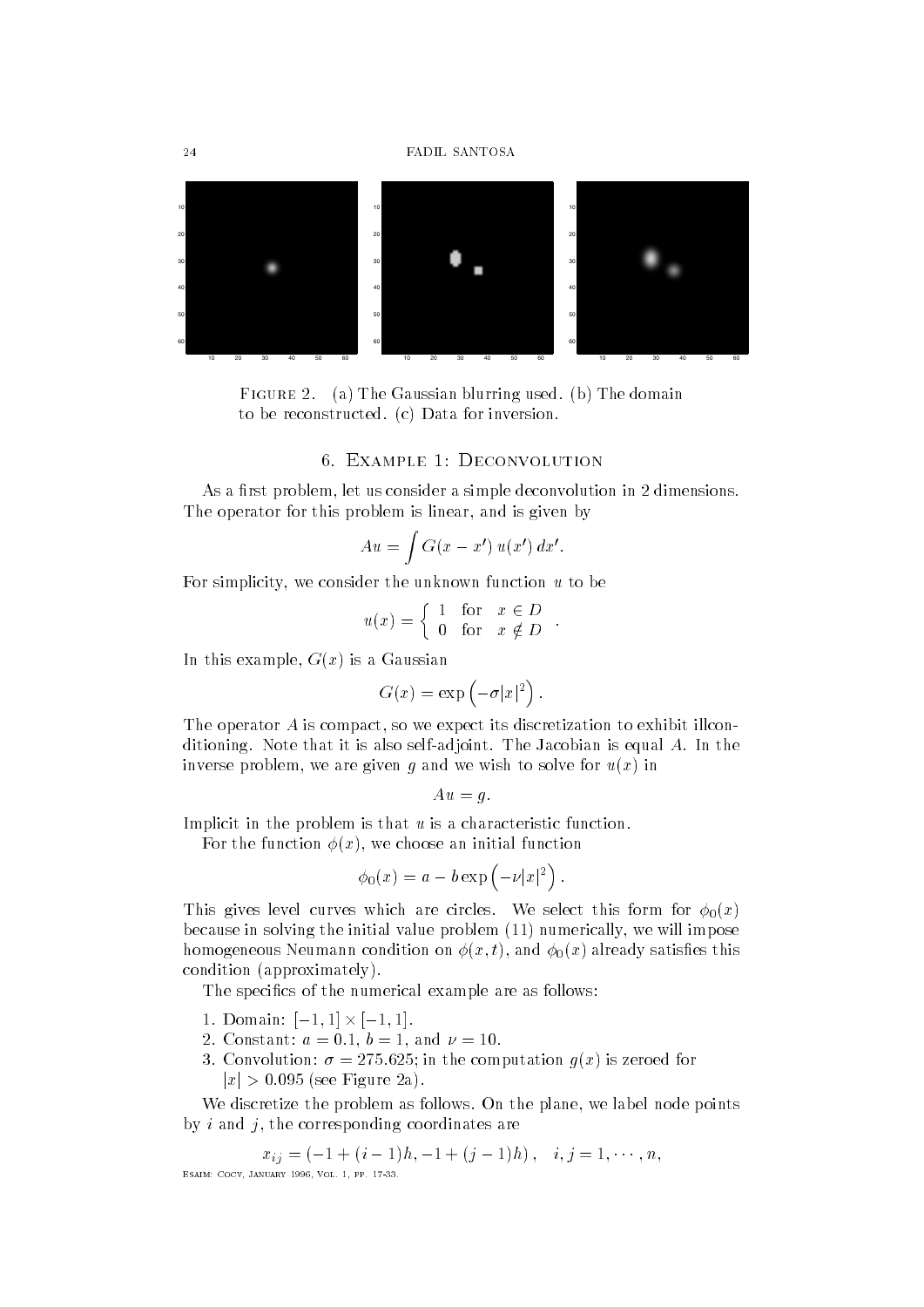FIGURE 2. (a) The Gaussian blurring used. (b) The domain to be reconstructed. (c) Data for inversion.

## 6. Example 1: Deconvolution

As a first problem, let us consider a simple deconvolution in 2 dimensions. The operator for this problem is linear, and is given by

$$Au = \int G(x - x')\, u(x')\, dx'.$$

For simplicity, we consider the unknown function $u$ to be

$$u(x) = \begin{cases} 1 & \text{for} \quad x \in D \\ 0 & \text{for} \quad x \notin D \end{cases}.$$

In this example, $G(x)$ is a Gaussian

$$G(x) = \exp\left(-\sigma |x|^2\right).$$

The operator $A$ is compact, so we expect its discretization to exhibit illconditioning. Note that it is also self-adjoint. The Jacobian is equal $A$. In the inverse problem, we are given $g$ and we wish to solve for $u(x)$ in

$$Au = g.$$

Implicit in the problem is that $u$ is a characteristic function.

For the function $\phi(x)$, we choose an initial function

$$\phi_0(x) = a - b \exp\left(-\nu |x|^2\right).$$

This gives level curves which are circles. We select this form for $\phi_0(x)$ because in solving the initial value problem (11) numerically, we will impose homogeneous Neumann condition on $\phi(x, t)$, and $\phi_0(x)$ already satisfies this condition (approximately).

The specifics of the numerical example are as follows:

1. Domain: $[-1, 1] \times [-1, 1]$.
2. Constant: $a = 0.1$, $b = 1$, and $\nu = 10$.
3. Convolution: $\sigma = 275.625$; in the computation $g(x)$ is zeroed for $|x| > 0.095$ (see Figure 2a).

We discretize the problem as follows. On the plane, we label node points by $i$ and $j$, the corresponding coordinates are

$$x_{ij} = (-1 + (i - 1)h, -1 + (j - 1)h), \quad i, j = 1, \cdots, n,$$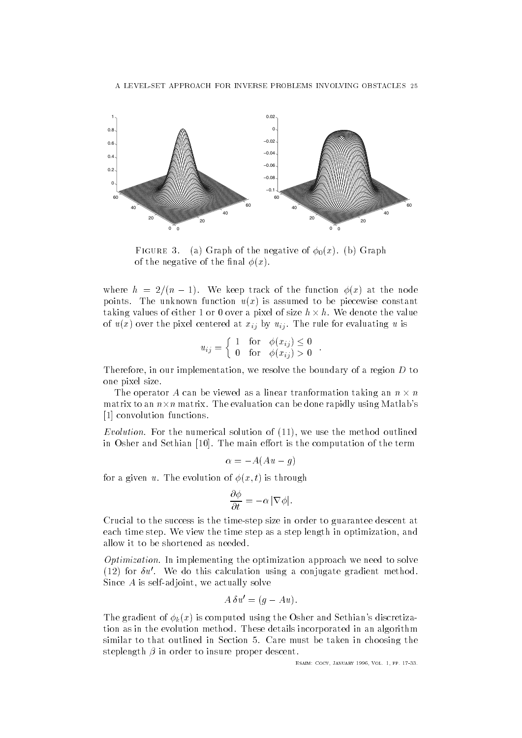FIGURE 3. (a) Graph of the negative of $\phi_0(x)$. (b) Graph of the negative of the final $\phi(x)$.

where $h = 2/(n-1)$. We keep track of the function $\phi(x)$ at the node points. The unknown function $u(x)$ is assumed to be piecewise constant taking values of either 1 or 0 over a pixel of size $h \times h$. We denote the value of $u(x)$ over the pixel centered at $x_{ij}$ by $u_{ij}$. The rule for evaluating $u$ is

$$u_{ij} = \begin{cases} 1 & \text{for} \quad \phi(x_{ij}) \le 0 \\ 0 & \text{for} \quad \phi(x_{ij}) > 0 \end{cases}.$$

Therefore, in our implementation, we resolve the boundary of a region $D$ to one pixel size.

The operator $A$ can be viewed as a linear tranformation taking an $n \times n$ matrix to an $n \times n$ matrix. The evaluation can be done rapidly using Matlab's [1] convolution functions.

*Evolution.* For the numerical solution of (11), we use the method outlined in Osher and Sethian [10]. The main effort is the computation of the term

$$\alpha = -A(Au - g)$$

for a given $u$. The evolution of $\phi(x,t)$ is through

$$\frac{\partial \phi}{\partial t} = -\alpha\, |\nabla \phi|.$$

Crucial to the success is the time-step size in order to guarantee descent at each time step. We view the time step as a step length in optimization, and allow it to be shortened as needed.

*Optimization.* In implementing the optimization approach we need to solve (12) for $\delta u'$. We do this calculation using a conjugate gradient method. Since $A$ is self-adjoint, we actually solve

$$A\, \delta u' = (g - Au).$$

The gradient of $\phi_k(x)$ is computed using the Osher and Sethian's discretization as in the evolution method. These details incorporated in an algorithm similar to that outlined in Section 5. Care must be taken in choosing the steplength $\beta$ in order to insure proper descent.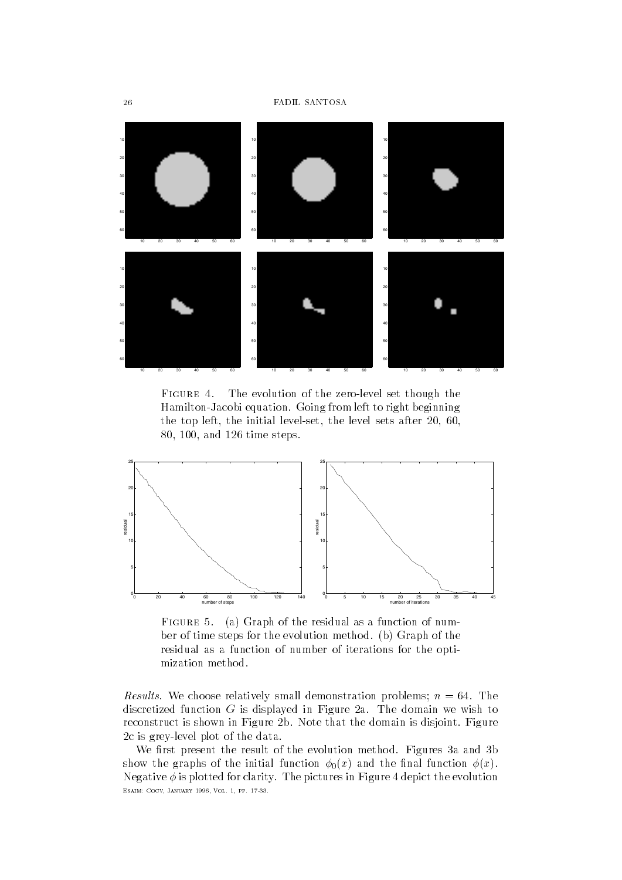Figure 4. The evolution of the zero-level set though the Hamilton-Jacobi equation. Going from left to right beginning the top left, the initial level-set, the level sets after 20, 60, 80, 100, and 126 time steps.

Figure 5. (a) Graph of the residual as a function of number of time steps for the evolution method. (b) Graph of the residual as a function of number of iterations for the optimization method.

*Results.* We choose relatively small demonstration problems; $n = 64$. The discretized function $G$ is displayed in Figure 2a. The domain we wish to reconstruct is shown in Figure 2b. Note that the domain is disjoint. Figure 2c is grey-level plot of the data.

We first present the result of the evolution method. Figures 3a and 3b show the graphs of the initial function $\phi_0(x)$ and the final function $\phi(x)$. Negative $\phi$ is plotted for clarity. The pictures in Figure 4 depict the evolution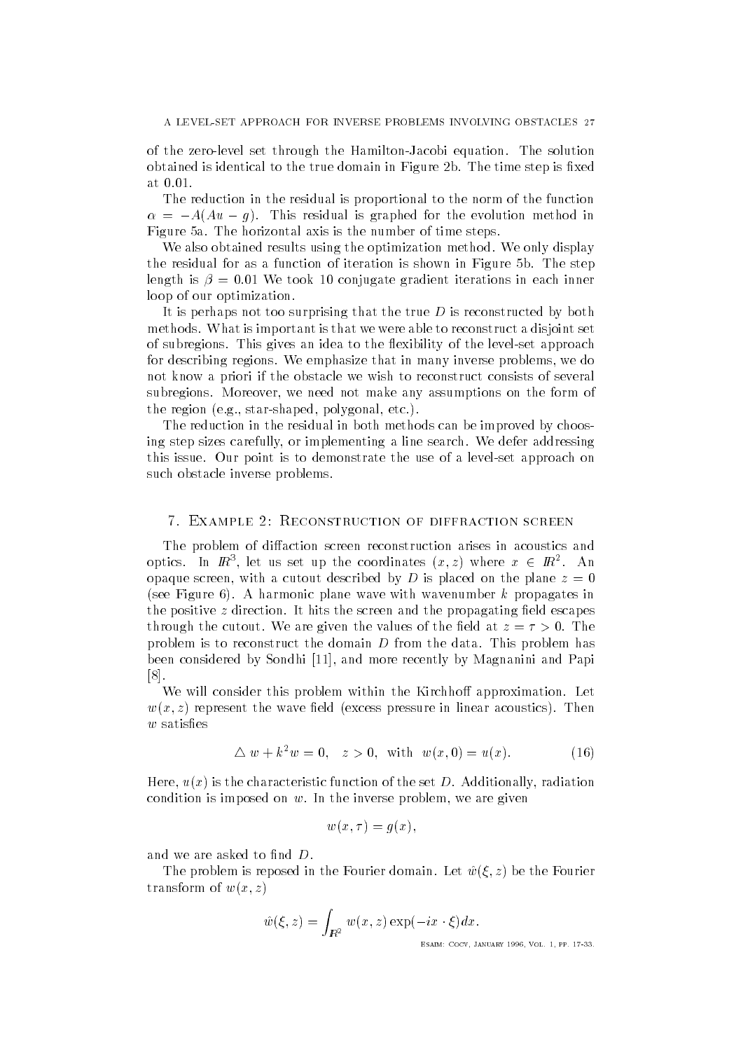of the zero-level set through the Hamilton-Jacobi equation. The solution obtained is identical to the true domain in Figure 2b. The time step is fixed at 0.01.

The reduction in the residual is proportional to the norm of the function $\alpha = -A(Au - g)$. This residual is graphed for the evolution method in Figure 5a. The horizontal axis is the number of time steps.

We also obtained results using the optimization method. We only display the residual for as a function of iteration is shown in Figure 5b. The step length is $\beta = 0.01$ We took 10 conjugate gradient iterations in each inner loop of our optimization.

It is perhaps not too surprising that the true $D$ is reconstructed by both methods. What is important is that we were able to reconstruct a disjoint set of subregions. This gives an idea to the flexibility of the level-set approach for describing regions. We emphasize that in many inverse problems, we do not know a priori if the obstacle we wish to reconstruct consists of several subregions. Moreover, we need not make any assumptions on the form of the region (e.g., star-shaped, polygonal, etc.).

The reduction in the residual in both methods can be improved by choosing step sizes carefully, or implementing a line search. We defer addressing this issue. Our point is to demonstrate the use of a level-set approach on such obstacle inverse problems.

## 7. Example 2: Reconstruction of diffraction screen

The problem of diffaction screen reconstruction arises in acoustics and optics. In $\mathbb{R}^3$, let us set up the coordinates $(x, z)$ where $x \in \mathbb{R}^2$. An opaque screen, with a cutout described by $D$ is placed on the plane $z = 0$ (see Figure 6). A harmonic plane wave with wavenumber $k$ propagates in the positive $z$ direction. It hits the screen and the propagating field escapes through the cutout. We are given the values of the field at $z = \tau > 0$. The problem is to reconstruct the domain $D$ from the data. This problem has been considered by Sondhi [11], and more recently by Magnanini and Papi [8].

We will consider this problem within the Kirchhoff approximation. Let $w(x, z)$ represent the wave field (excess pressure in linear acoustics). Then $w$ satisfies

$$\triangle\, w + k^2 w = 0, \quad z > 0, \;\; \text{with} \;\; w(x, 0) = u(x). \tag{16}$$

Here, $u(x)$ is the characteristic function of the set $D$. Additionally, radiation condition is imposed on $w$. In the inverse problem, we are given

$$w(x, \tau) = g(x),$$

and we are asked to find $D$.

The problem is reposed in the Fourier domain. Let $\hat{w}(\xi, z)$ be the Fourier transform of $w(x, z)$

$$\hat{w}(\xi, z) = \int_{\mathbb{R}^2} w(x, z) \exp(-ix \cdot \xi) dx.$$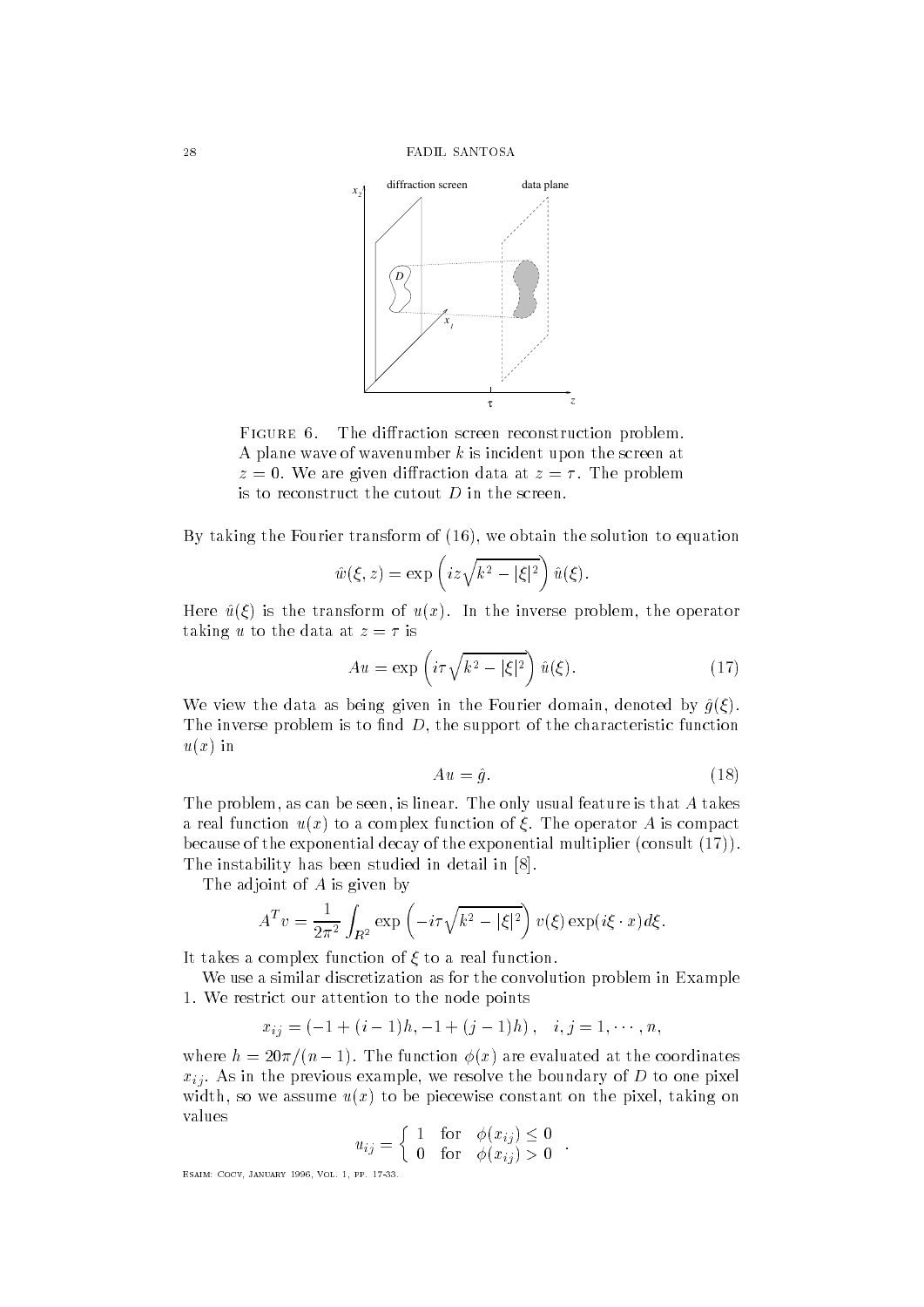FIGURE 6. The diffraction screen reconstruction problem. A plane wave of wavenumber $k$ is incident upon the screen at $z = 0$. We are given diffraction data at $z = \tau$. The problem is to reconstruct the cutout $D$ in the screen.

By taking the Fourier transform of (16), we obtain the solution to equation

$$\hat{w}(\xi, z) = \exp\left(iz\sqrt{k^2 - |\xi|^2}\right)\hat{u}(\xi).$$

Here $\hat{u}(\xi)$ is the transform of $u(x)$. In the inverse problem, the operator taking $u$ to the data at $z = \tau$ is

$$Au = \exp\left(i\tau\sqrt{k^2 - |\xi|^2}\right)\hat{u}(\xi). \tag{17}$$

We view the data as being given in the Fourier domain, denoted by $\hat{g}(\xi)$. The inverse problem is to find $D$, the support of the characteristic function $u(x)$ in

$$Au = \hat{g}. \tag{18}$$

The problem, as can be seen, is linear. The only usual feature is that $A$ takes a real function $u(x)$ to a complex function of $\xi$. The operator $A$ is compact because of the exponential decay of the exponential multiplier (consult (17)). The instability has been studied in detail in [8].

The adjoint of $A$ is given by

$$A^T v = \frac{1}{2\pi^2}\int_{R^2} \exp\left(-i\tau\sqrt{k^2 - |\xi|^2}\right) v(\xi)\exp(i\xi \cdot x)d\xi.$$

It takes a complex function of $\xi$ to a real function.

We use a similar discretization as for the convolution problem in Example 1. We restrict our attention to the node points

$$x_{ij} = (-1 + (i-1)h, -1 + (j-1)h), \quad i, j = 1, \cdots, n,$$

where $h = 20\pi/(n-1)$. The function $\phi(x)$ are evaluated at the coordinates $x_{ij}$. As in the previous example, we resolve the boundary of $D$ to one pixel width, so we assume $u(x)$ to be piecewise constant on the pixel, taking on values

$$u_{ij} = \begin{cases} 1 & \text{for} \quad \phi(x_{ij}) \leq 0 \\ 0 & \text{for} \quad \phi(x_{ij}) > 0 \end{cases}.$$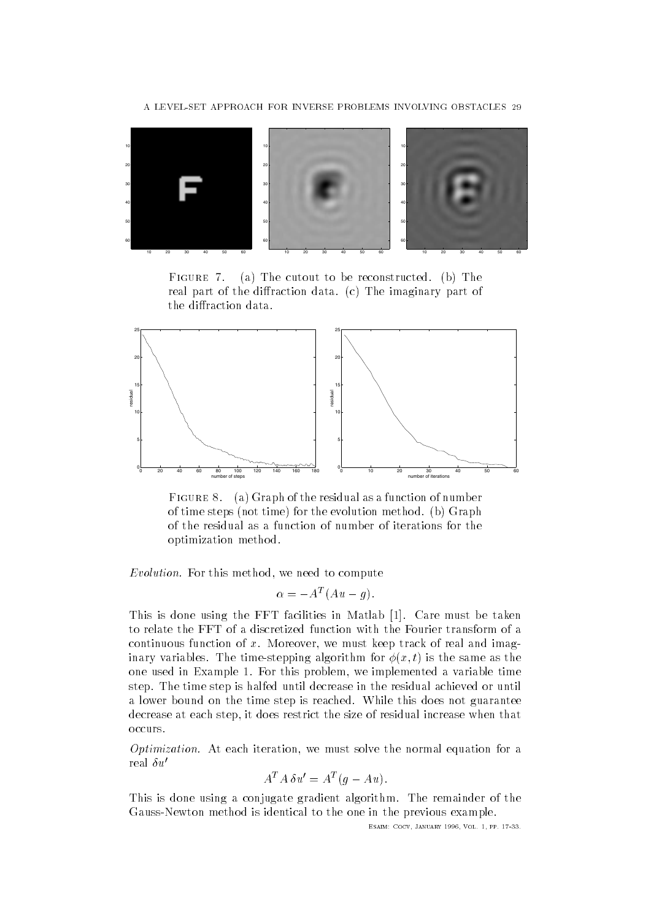Figure 7. (a) The cutout to be reconstructed. (b) The real part of the diffraction data. (c) The imaginary part of the diffraction data.

Figure 8. (a) Graph of the residual as a function of number of time steps (not time) for the evolution method. (b) Graph of the residual as a function of number of iterations for the optimization method.

*Evolution.* For this method, we need to compute

$$\alpha = -A^T(Au - g).$$

This is done using the FFT facilities in Matlab [1]. Care must be taken to relate the FFT of a discretized function with the Fourier transform of a continuous function of $x$. Moreover, we must keep track of real and imaginary variables. The time-stepping algorithm for $\phi(x, t)$ is the same as the one used in Example 1. For this problem, we implemented a variable time step. The time step is halfed until decrease in the residual achieved or until a lower bound on the time step is reached. While this does not guarantee decrease at each step, it does restrict the size of residual increase when that occurs.

*Optimization.* At each iteration, we must solve the normal equation for a real $\delta u'$

$$A^T A \, \delta u' = A^T(g - Au).$$

This is done using a conjugate gradient algorithm. The remainder of the Gauss-Newton method is identical to the one in the previous example.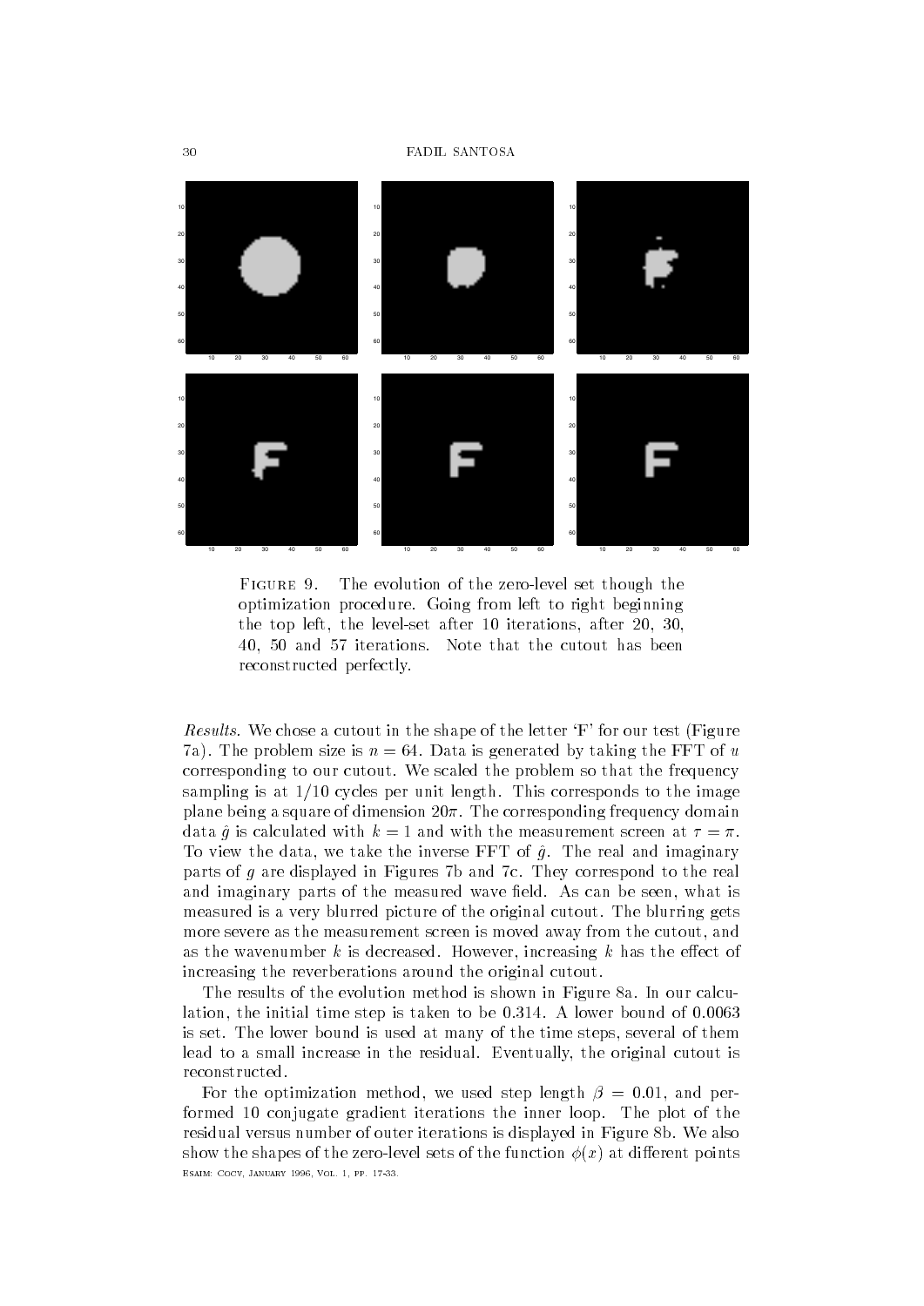FIGURE 9. The evolution of the zero-level set though the optimization procedure. Going from left to right beginning the top left, the level-set after 10 iterations, after 20, 30, 40, 50 and 57 iterations. Note that the cutout has been reconstructed perfectly.

*Results.* We chose a cutout in the shape of the letter 'F' for our test (Figure 7a). The problem size is $n = 64$. Data is generated by taking the FFT of $u$ corresponding to our cutout. We scaled the problem so that the frequency sampling is at 1/10 cycles per unit length. This corresponds to the image plane being a square of dimension $20\pi$. The corresponding frequency domain data $\hat{g}$ is calculated with $k = 1$ and with the measurement screen at $\tau = \pi$. To view the data, we take the inverse FFT of $\hat{g}$. The real and imaginary parts of $g$ are displayed in Figures 7b and 7c. They correspond to the real and imaginary parts of the measured wave field. As can be seen, what is measured is a very blurred picture of the original cutout. The blurring gets more severe as the measurement screen is moved away from the cutout, and as the wavenumber $k$ is decreased. However, increasing $k$ has the effect of increasing the reverberations around the original cutout.

The results of the evolution method is shown in Figure 8a. In our calculation, the initial time step is taken to be 0.314. A lower bound of 0.0063 is set. The lower bound is used at many of the time steps, several of them lead to a small increase in the residual. Eventually, the original cutout is reconstructed.

For the optimization method, we used step length $\beta = 0.01$, and performed 10 conjugate gradient iterations the inner loop. The plot of the residual versus number of outer iterations is displayed in Figure 8b. We also show the shapes of the zero-level sets of the function $\phi(x)$ at different points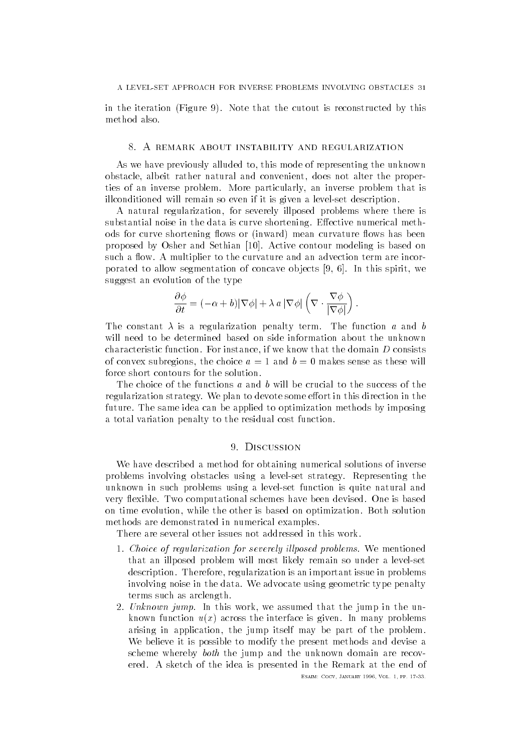in the iteration (Figure 9). Note that the cutout is reconstructed by this method also.

## 8. A remark about instability and regularization

As we have previously alluded to, this mode of representing the unknown obstacle, albeit rather natural and convenient, does not alter the properties of an inverse problem. More particularly, an inverse problem that is illconditioned will remain so even if it is given a level-set description.

A natural regularization, for severely illposed problems where there is substantial noise in the data is curve shortening. Effective numerical methods for curve shortening flows or (inward) mean curvature flows has been proposed by Osher and Sethian [10]. Active contour modeling is based on such a flow. A multiplier to the curvature and an advection term are incorporated to allow segmentation of concave objects [9, 6]. In this spirit, we suggest an evolution of the type

$$\frac{\partial \phi}{\partial t} = (-\alpha + b)|\nabla \phi| + \lambda \, a \, |\nabla \phi| \left( \nabla \cdot \frac{\nabla \phi}{|\nabla \phi|} \right).$$

The constant $\lambda$ is a regularization penalty term. The function $a$ and $b$ will need to be determined based on side information about the unknown characteristic function. For instance, if we know that the domain $D$ consists of convex subregions, the choice $a = 1$ and $b = 0$ makes sense as these will force short contours for the solution.

The choice of the functions $a$ and $b$ will be crucial to the success of the regularization strategy. We plan to devote some effort in this direction in the future. The same idea can be applied to optimization methods by imposing a total variation penalty to the residual cost function.

## 9. Discussion

We have described a method for obtaining numerical solutions of inverse problems involving obstacles using a level-set strategy. Representing the unknown in such problems using a level-set function is quite natural and very flexible. Two computational schemes have been devised. One is based on time evolution, while the other is based on optimization. Both solution methods are demonstrated in numerical examples.

There are several other issues not addressed in this work.

1. *Choice of regularization for severely illposed problems.* We mentioned that an illposed problem will most likely remain so under a level-set description. Therefore, regularization is an important issue in problems involving noise in the data. We advocate using geometric type penalty terms such as arclength.
2. *Unknown jump.* In this work, we assumed that the jump in the unknown function $u(x)$ across the interface is given. In many problems arising in application, the jump itself may be part of the problem. We believe it is possible to modify the present methods and devise a scheme whereby *both* the jump and the unknown domain are recovered. A sketch of the idea is presented in the Remark at the end of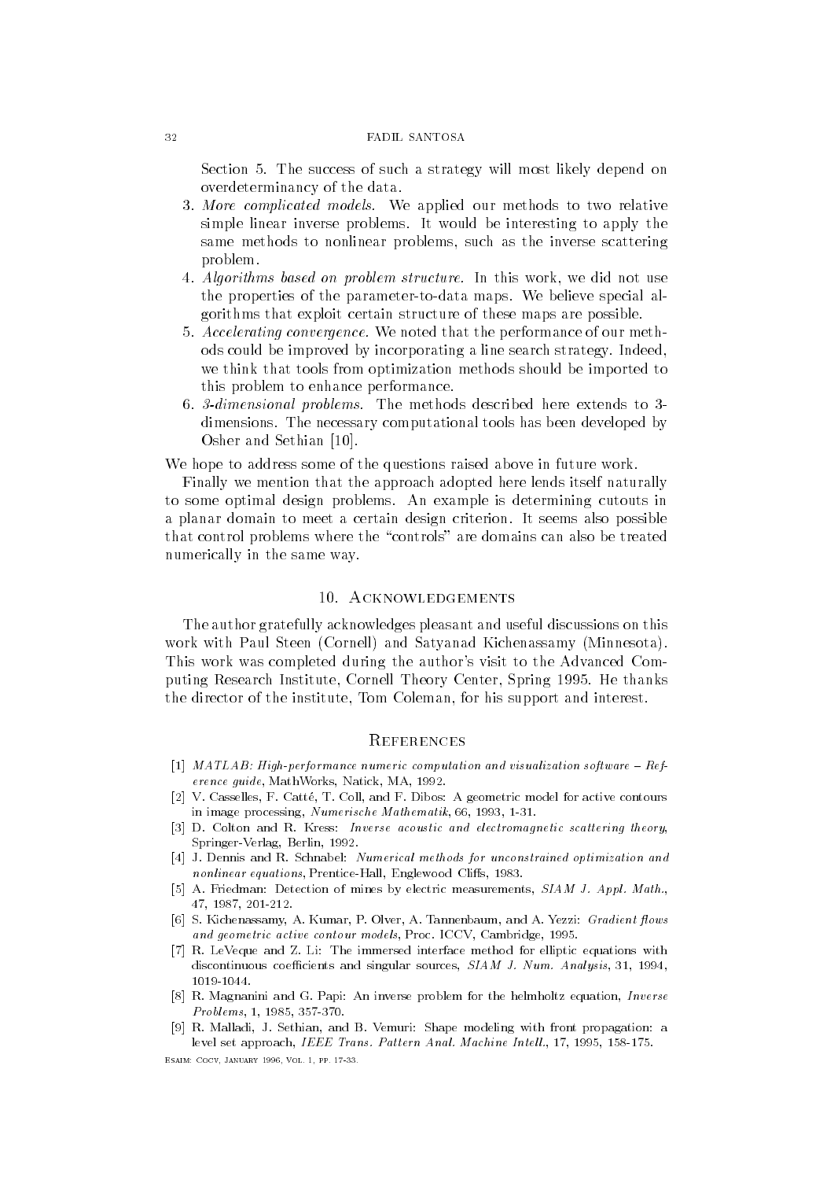Section 5. The success of such a strategy will most likely depend on overdeterminancy of the data.

3. *More complicated models.* We applied our methods to two relative simple linear inverse problems. It would be interesting to apply the same methods to nonlinear problems, such as the inverse scattering problem.
4. *Algorithms based on problem structure.* In this work, we did not use the properties of the parameter-to-data maps. We believe special algorithms that exploit certain structure of these maps are possible.
5. *Accelerating convergence.* We noted that the performance of our methods could be improved by incorporating a line search strategy. Indeed, we think that tools from optimization methods should be imported to this problem to enhance performance.
6. *3-dimensional problems.* The methods described here extends to 3-dimensions. The necessary computational tools has been developed by Osher and Sethian [10].

We hope to address some of the questions raised above in future work.

Finally we mention that the approach adopted here lends itself naturally to some optimal design problems. An example is determining cutouts in a planar domain to meet a certain design criterion. It seems also possible that control problems where the "controls" are domains can also be treated numerically in the same way.

## 10. Acknowledgements

The author gratefully acknowledges pleasant and useful discussions on this work with Paul Steen (Cornell) and Satyanad Kichenassamy (Minnesota). This work was completed during the author's visit to the Advanced Computing Research Institute, Cornell Theory Center, Spring 1995. He thanks the director of the institute, Tom Coleman, for his support and interest.

## References

[1] *MATLAB: High-performance numeric computation and visualization software – Reference guide*, MathWorks, Natick, MA, 1992.

[2] V. Casselles, F. Catté, T. Coll, and F. Dibos: A geometric model for active contours in image processing, *Numerische Mathematik*, 66, 1993, 1-31.

[3] D. Colton and R. Kress: *Inverse acoustic and electromagnetic scattering theory*, Springer-Verlag, Berlin, 1992.

[4] J. Dennis and R. Schnabel: *Numerical methods for unconstrained optimization and nonlinear equations*, Prentice-Hall, Englewood Cliffs, 1983.

[5] A. Friedman: Detection of mines by electric measurements, *SIAM J. Appl. Math.*, 47, 1987, 201-212.

[6] S. Kichenassamy, A. Kumar, P. Olver, A. Tannenbaum, and A. Yezzi: *Gradient flows and geometric active contour models*, Proc. ICCV, Cambridge, 1995.

[7] R. LeVeque and Z. Li: The immersed interface method for elliptic equations with discontinuous coefficients and singular sources, *SIAM J. Num. Analysis*, 31, 1994, 1019-1044.

[8] R. Magnanini and G. Papi: An inverse problem for the helmholtz equation, *Inverse Problems*, 1, 1985, 357-370.

[9] R. Malladi, J. Sethian, and B. Vemuri: Shape modeling with front propagation: a level set approach, *IEEE Trans. Pattern Anal. Machine Intell.*, 17, 1995, 158-175.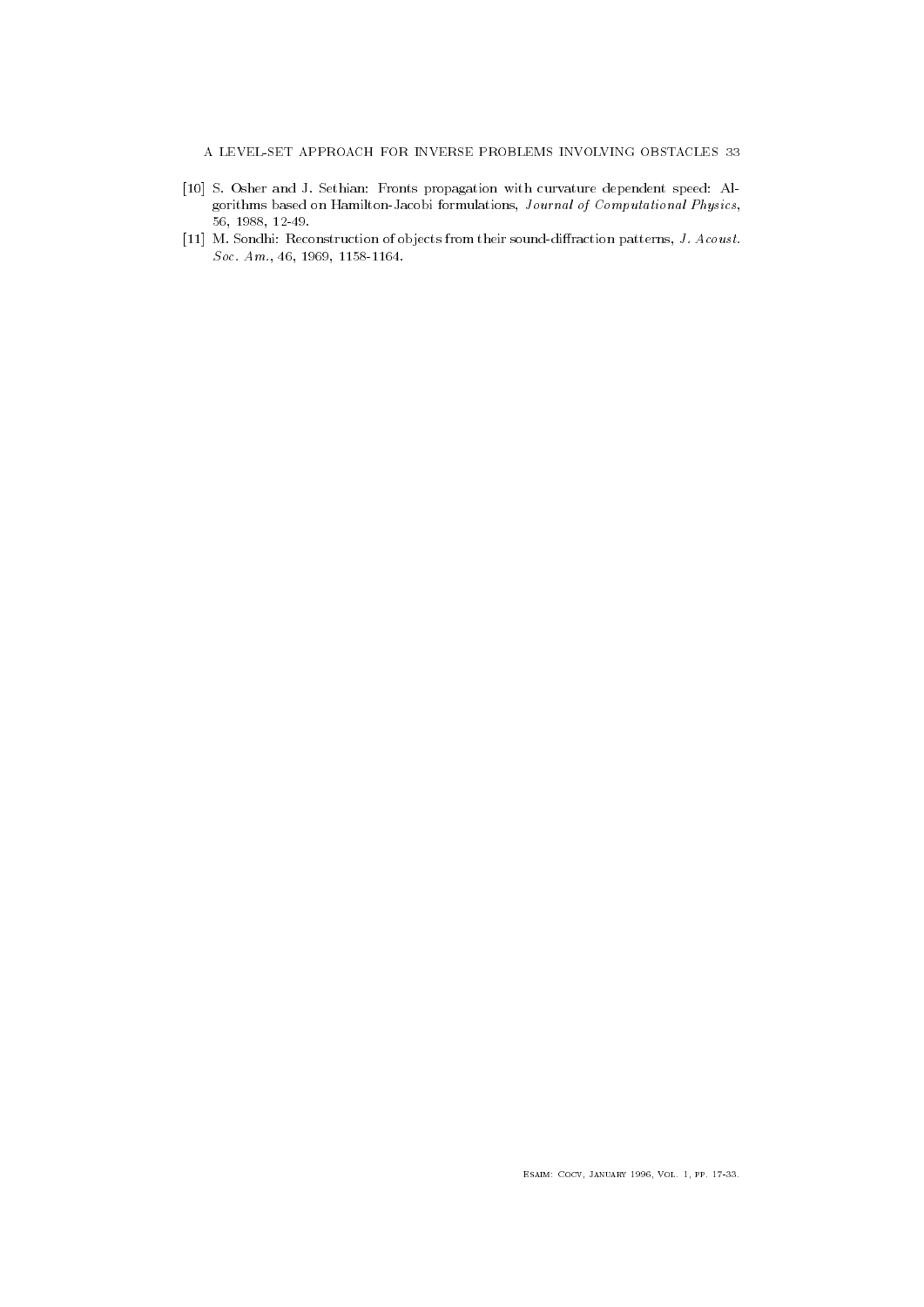[10] S. Osher and J. Sethian: Fronts propagation with curvature dependent speed: Algorithms based on Hamilton-Jacobi formulations, *Journal of Computational Physics*, 56, 1988, 12-49.

[11] M. Sondhi: Reconstruction of objects from their sound-diffraction patterns, *J. Acoust. Soc. Am.*, 46, 1969, 1158-1164.